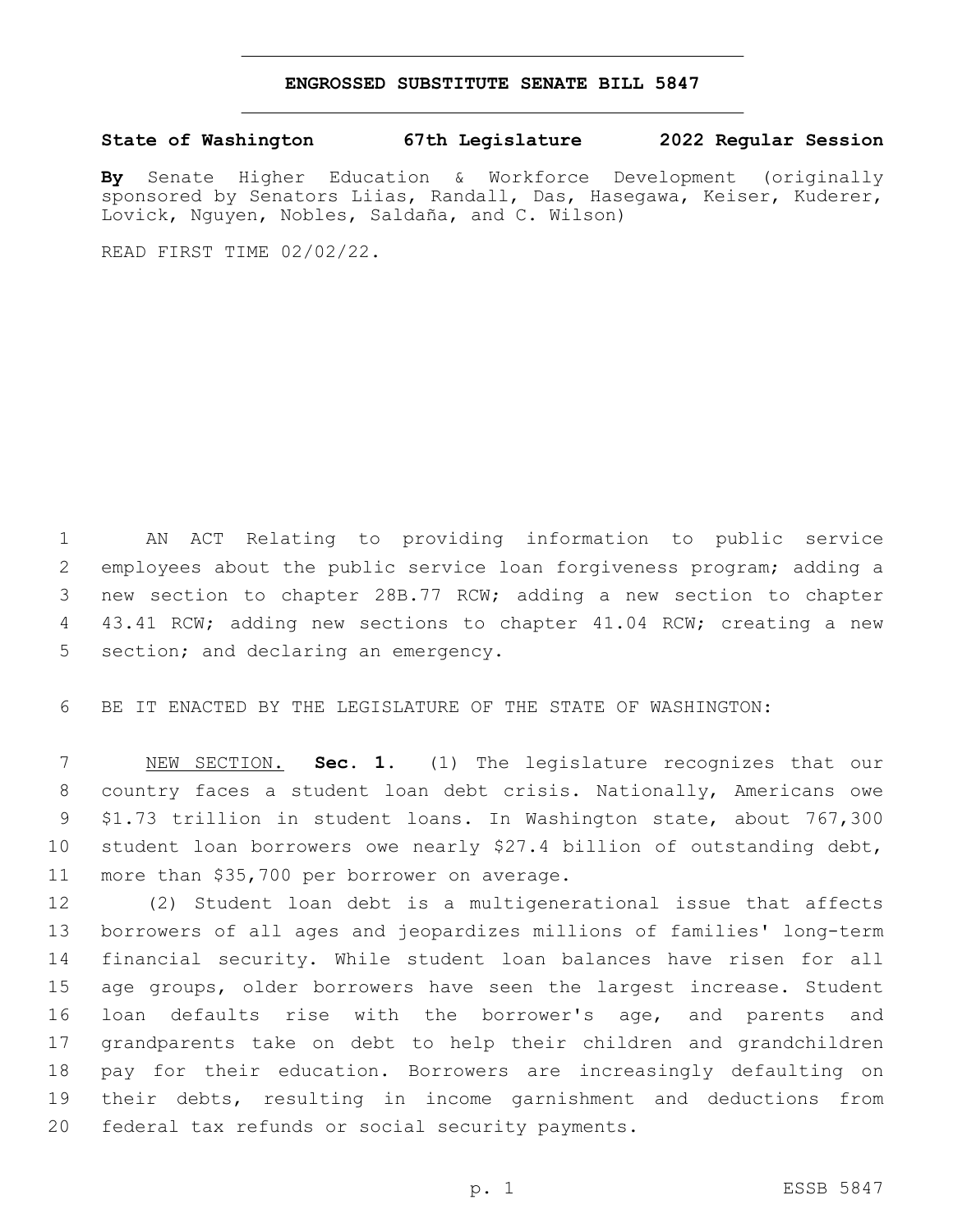# ENGROSSED SUBSTITUTE SENATE BILL 5847

**State of Washington 67th Legislature 2022 Regular Session**

**By** Senate Higher Education & Workforce Development (originally sponsored by Senators Liias, Randall, Das, Hasegawa, Keiser, Kuderer, Lovick, Nguyen, Nobles, Saldaña, and C. Wilson)

READ FIRST TIME 02/02/22.

AN ACT Relating to providing information to public service employees about the public service loan forgiveness program; adding a new section to chapter 28B.77 RCW; adding a new section to chapter 43.41 RCW; adding new sections to chapter 41.04 RCW; creating a new section; and declaring an emergency.

BE IT ENACTED BY THE LEGISLATURE OF THE STATE OF WASHINGTON:

NEW SECTION. **Sec. 1.** (1) The legislature recognizes that our country faces a student loan debt crisis. Nationally, Americans owe $1.73 trillion in student loans. In Washington state, about 767,300 student loan borrowers owe nearly $27.4 billion of outstanding debt, more than $35,700 per borrower on average.

(2) Student loan debt is a multigenerational issue that affects borrowers of all ages and jeopardizes millions of families' long-term financial security. While student loan balances have risen for all age groups, older borrowers have seen the largest increase. Student loan defaults rise with the borrower's age, and parents and grandparents take on debt to help their children and grandchildren pay for their education. Borrowers are increasingly defaulting on their debts, resulting in income garnishment and deductions from federal tax refunds or social security payments.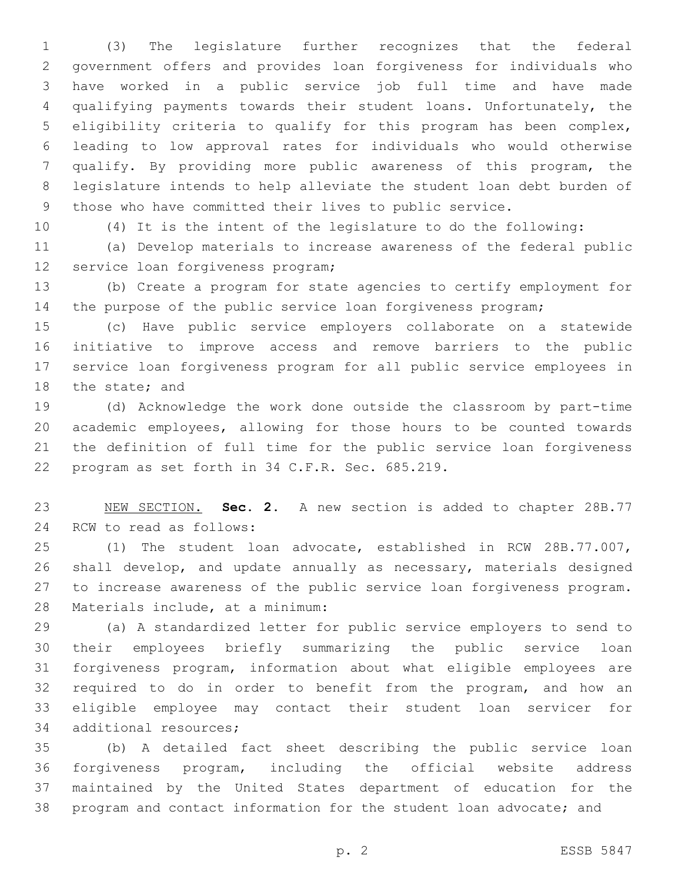(3) The legislature further recognizes that the federal government offers and provides loan forgiveness for individuals who have worked in a public service job full time and have made qualifying payments towards their student loans. Unfortunately, the eligibility criteria to qualify for this program has been complex, leading to low approval rates for individuals who would otherwise qualify. By providing more public awareness of this program, the legislature intends to help alleviate the student loan debt burden of those who have committed their lives to public service.

(4) It is the intent of the legislature to do the following:

(a) Develop materials to increase awareness of the federal public service loan forgiveness program;

(b) Create a program for state agencies to certify employment for the purpose of the public service loan forgiveness program;

(c) Have public service employers collaborate on a statewide initiative to improve access and remove barriers to the public service loan forgiveness program for all public service employees in the state; and

(d) Acknowledge the work done outside the classroom by part-time academic employees, allowing for those hours to be counted towards the definition of full time for the public service loan forgiveness program as set forth in 34 C.F.R. Sec. 685.219.

NEW SECTION. **Sec. 2.** A new section is added to chapter 28B.77 RCW to read as follows:

(1) The student loan advocate, established in RCW 28B.77.007, shall develop, and update annually as necessary, materials designed to increase awareness of the public service loan forgiveness program. Materials include, at a minimum:

(a) A standardized letter for public service employers to send to their employees briefly summarizing the public service loan forgiveness program, information about what eligible employees are required to do in order to benefit from the program, and how an eligible employee may contact their student loan servicer for additional resources;

(b) A detailed fact sheet describing the public service loan forgiveness program, including the official website address maintained by the United States department of education for the program and contact information for the student loan advocate; and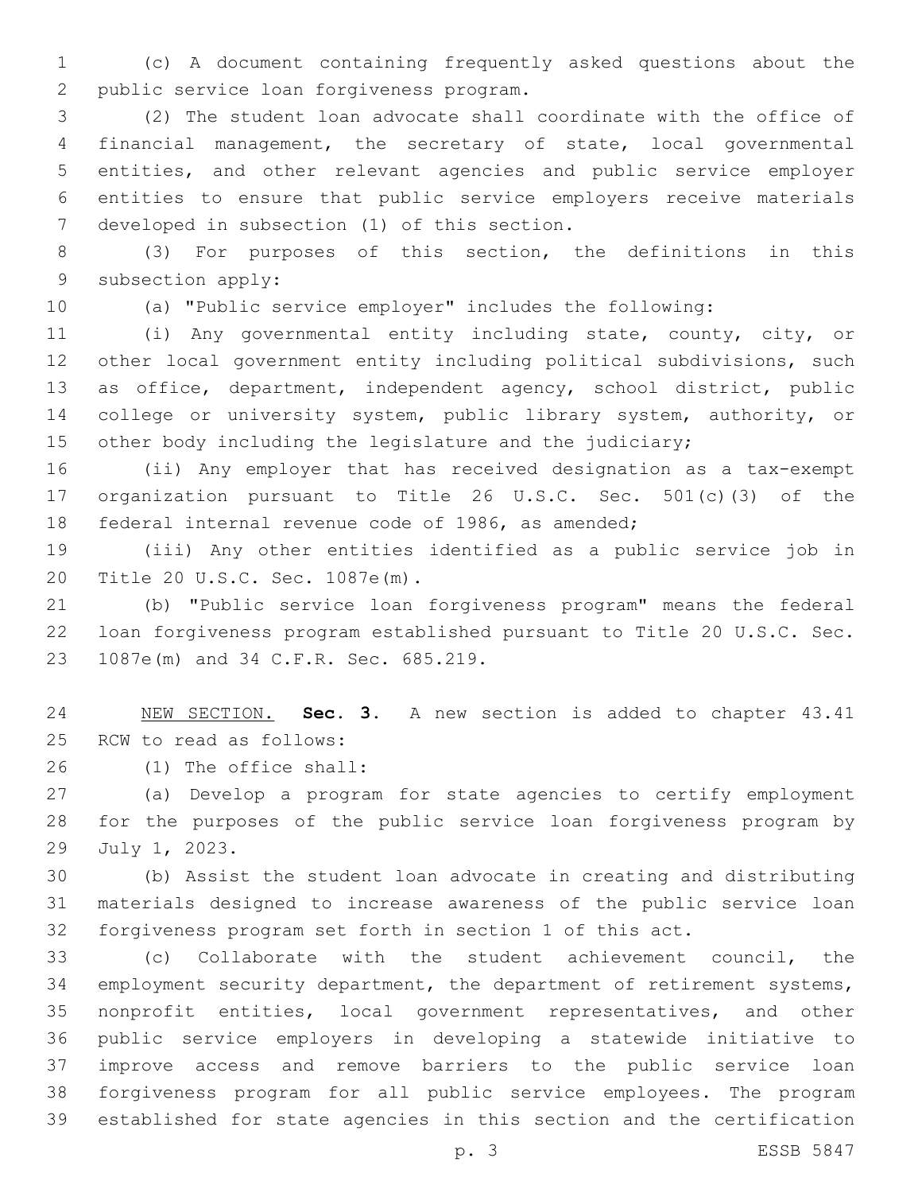(c) A document containing frequently asked questions about the public service loan forgiveness program.

(2) The student loan advocate shall coordinate with the office of financial management, the secretary of state, local governmental entities, and other relevant agencies and public service employer entities to ensure that public service employers receive materials developed in subsection (1) of this section.

(3) For purposes of this section, the definitions in this subsection apply:

(a) "Public service employer" includes the following:

(i) Any governmental entity including state, county, city, or other local government entity including political subdivisions, such as office, department, independent agency, school district, public college or university system, public library system, authority, or other body including the legislature and the judiciary;

(ii) Any employer that has received designation as a tax-exempt organization pursuant to Title 26 U.S.C. Sec. 501(c)(3) of the federal internal revenue code of 1986, as amended;

(iii) Any other entities identified as a public service job in Title 20 U.S.C. Sec. 1087e(m).

(b) "Public service loan forgiveness program" means the federal loan forgiveness program established pursuant to Title 20 U.S.C. Sec. 1087e(m) and 34 C.F.R. Sec. 685.219.

NEW SECTION. **Sec. 3.** A new section is added to chapter 43.41 RCW to read as follows:

(1) The office shall:

(a) Develop a program for state agencies to certify employment for the purposes of the public service loan forgiveness program by July 1, 2023.

(b) Assist the student loan advocate in creating and distributing materials designed to increase awareness of the public service loan forgiveness program set forth in section 1 of this act.

(c) Collaborate with the student achievement council, the employment security department, the department of retirement systems, nonprofit entities, local government representatives, and other public service employers in developing a statewide initiative to improve access and remove barriers to the public service loan forgiveness program for all public service employees. The program established for state agencies in this section and the certification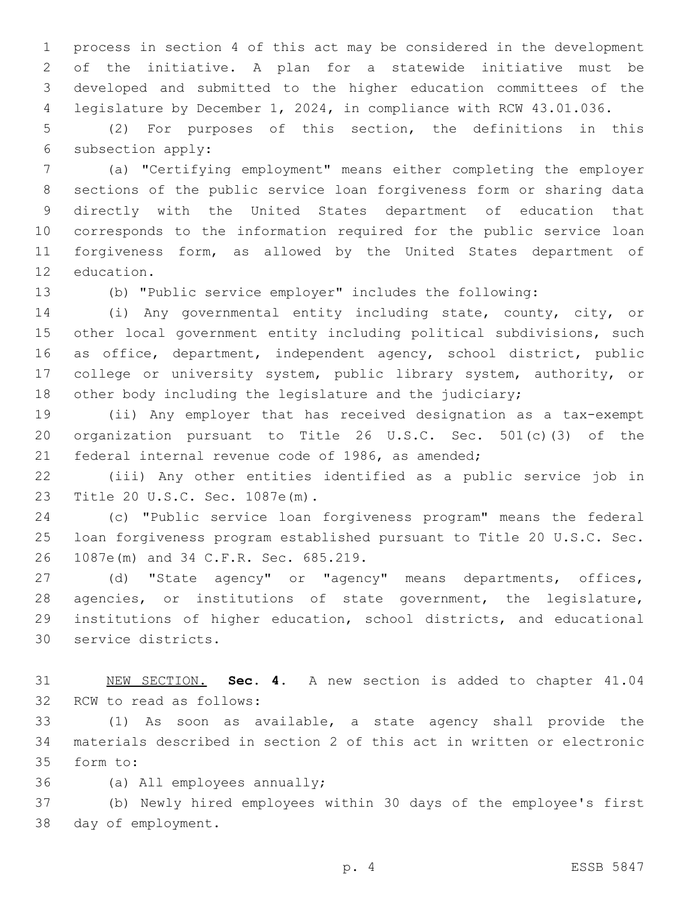process in section 4 of this act may be considered in the development of the initiative. A plan for a statewide initiative must be developed and submitted to the higher education committees of the legislature by December 1, 2024, in compliance with RCW 43.01.036.

(2) For purposes of this section, the definitions in this subsection apply:

(a) "Certifying employment" means either completing the employer sections of the public service loan forgiveness form or sharing data directly with the United States department of education that corresponds to the information required for the public service loan forgiveness form, as allowed by the United States department of education.

(b) "Public service employer" includes the following:

(i) Any governmental entity including state, county, city, or other local government entity including political subdivisions, such as office, department, independent agency, school district, public college or university system, public library system, authority, or other body including the legislature and the judiciary;

(ii) Any employer that has received designation as a tax-exempt organization pursuant to Title 26 U.S.C. Sec. 501(c)(3) of the federal internal revenue code of 1986, as amended;

(iii) Any other entities identified as a public service job in Title 20 U.S.C. Sec. 1087e(m).

(c) "Public service loan forgiveness program" means the federal loan forgiveness program established pursuant to Title 20 U.S.C. Sec. 1087e(m) and 34 C.F.R. Sec. 685.219.

(d) "State agency" or "agency" means departments, offices, agencies, or institutions of state government, the legislature, institutions of higher education, school districts, and educational service districts.

NEW SECTION. **Sec. 4.** A new section is added to chapter 41.04 RCW to read as follows:

(1) As soon as available, a state agency shall provide the materials described in section 2 of this act in written or electronic form to:

(a) All employees annually;

(b) Newly hired employees within 30 days of the employee's first day of employment.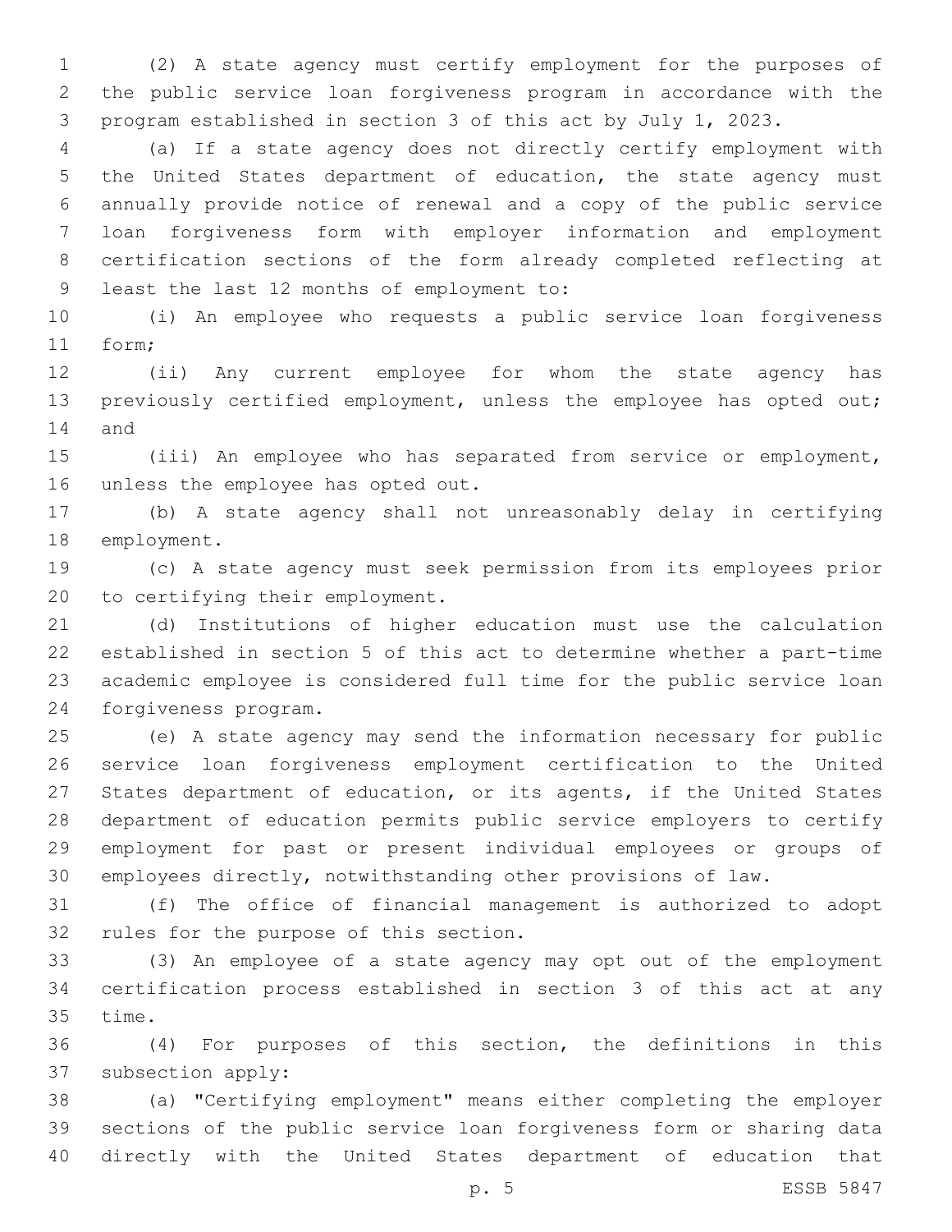(2) A state agency must certify employment for the purposes of the public service loan forgiveness program in accordance with the program established in section 3 of this act by July 1, 2023.

(a) If a state agency does not directly certify employment with the United States department of education, the state agency must annually provide notice of renewal and a copy of the public service loan forgiveness form with employer information and employment certification sections of the form already completed reflecting at least the last 12 months of employment to:

(i) An employee who requests a public service loan forgiveness form;

(ii) Any current employee for whom the state agency has previously certified employment, unless the employee has opted out; and

(iii) An employee who has separated from service or employment, unless the employee has opted out.

(b) A state agency shall not unreasonably delay in certifying employment.

(c) A state agency must seek permission from its employees prior to certifying their employment.

(d) Institutions of higher education must use the calculation established in section 5 of this act to determine whether a part-time academic employee is considered full time for the public service loan forgiveness program.

(e) A state agency may send the information necessary for public service loan forgiveness employment certification to the United States department of education, or its agents, if the United States department of education permits public service employers to certify employment for past or present individual employees or groups of employees directly, notwithstanding other provisions of law.

(f) The office of financial management is authorized to adopt rules for the purpose of this section.

(3) An employee of a state agency may opt out of the employment certification process established in section 3 of this act at any time.

(4) For purposes of this section, the definitions in this subsection apply:

(a) "Certifying employment" means either completing the employer sections of the public service loan forgiveness form or sharing data directly with the United States department of education that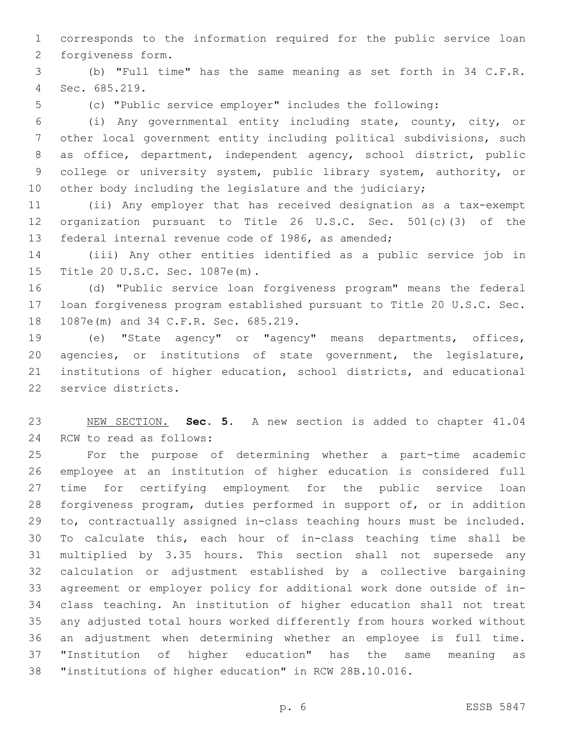corresponds to the information required for the public service loan forgiveness form.

(b) "Full time" has the same meaning as set forth in 34 C.F.R. Sec. 685.219.

(c) "Public service employer" includes the following:

(i) Any governmental entity including state, county, city, or other local government entity including political subdivisions, such as office, department, independent agency, school district, public college or university system, public library system, authority, or other body including the legislature and the judiciary;

(ii) Any employer that has received designation as a tax-exempt organization pursuant to Title 26 U.S.C. Sec. 501(c)(3) of the federal internal revenue code of 1986, as amended;

(iii) Any other entities identified as a public service job in Title 20 U.S.C. Sec. 1087e(m).

(d) "Public service loan forgiveness program" means the federal loan forgiveness program established pursuant to Title 20 U.S.C. Sec. 1087e(m) and 34 C.F.R. Sec. 685.219.

(e) "State agency" or "agency" means departments, offices, agencies, or institutions of state government, the legislature, institutions of higher education, school districts, and educational service districts.

NEW SECTION. **Sec. 5.** A new section is added to chapter 41.04 RCW to read as follows:

For the purpose of determining whether a part-time academic employee at an institution of higher education is considered full time for certifying employment for the public service loan forgiveness program, duties performed in support of, or in addition to, contractually assigned in-class teaching hours must be included. To calculate this, each hour of in-class teaching time shall be multiplied by 3.35 hours. This section shall not supersede any calculation or adjustment established by a collective bargaining agreement or employer policy for additional work done outside of in-class teaching. An institution of higher education shall not treat any adjusted total hours worked differently from hours worked without an adjustment when determining whether an employee is full time. "Institution of higher education" has the same meaning as "institutions of higher education" in RCW 28B.10.016.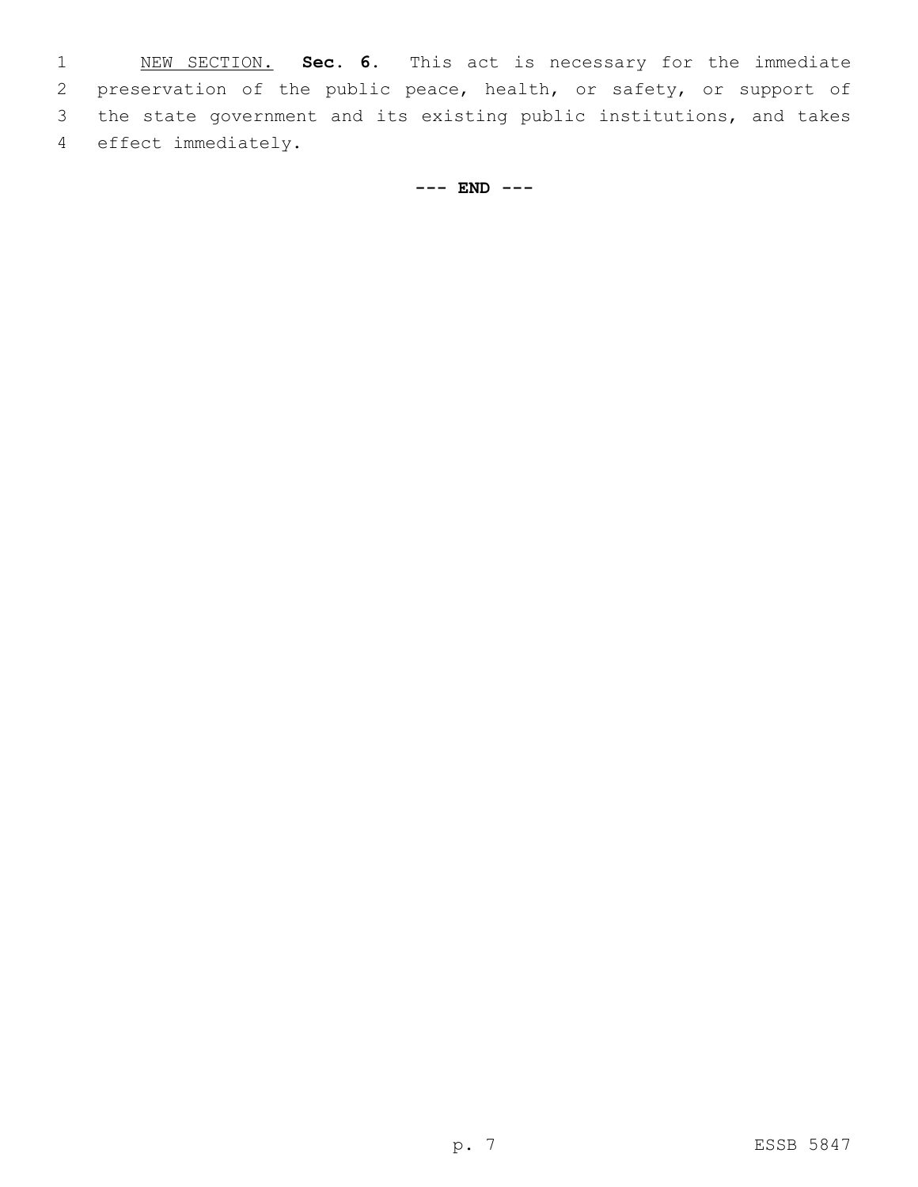NEW SECTION. **Sec. 6.** This act is necessary for the immediate preservation of the public peace, health, or safety, or support of the state government and its existing public institutions, and takes effect immediately.

**--- END ---**